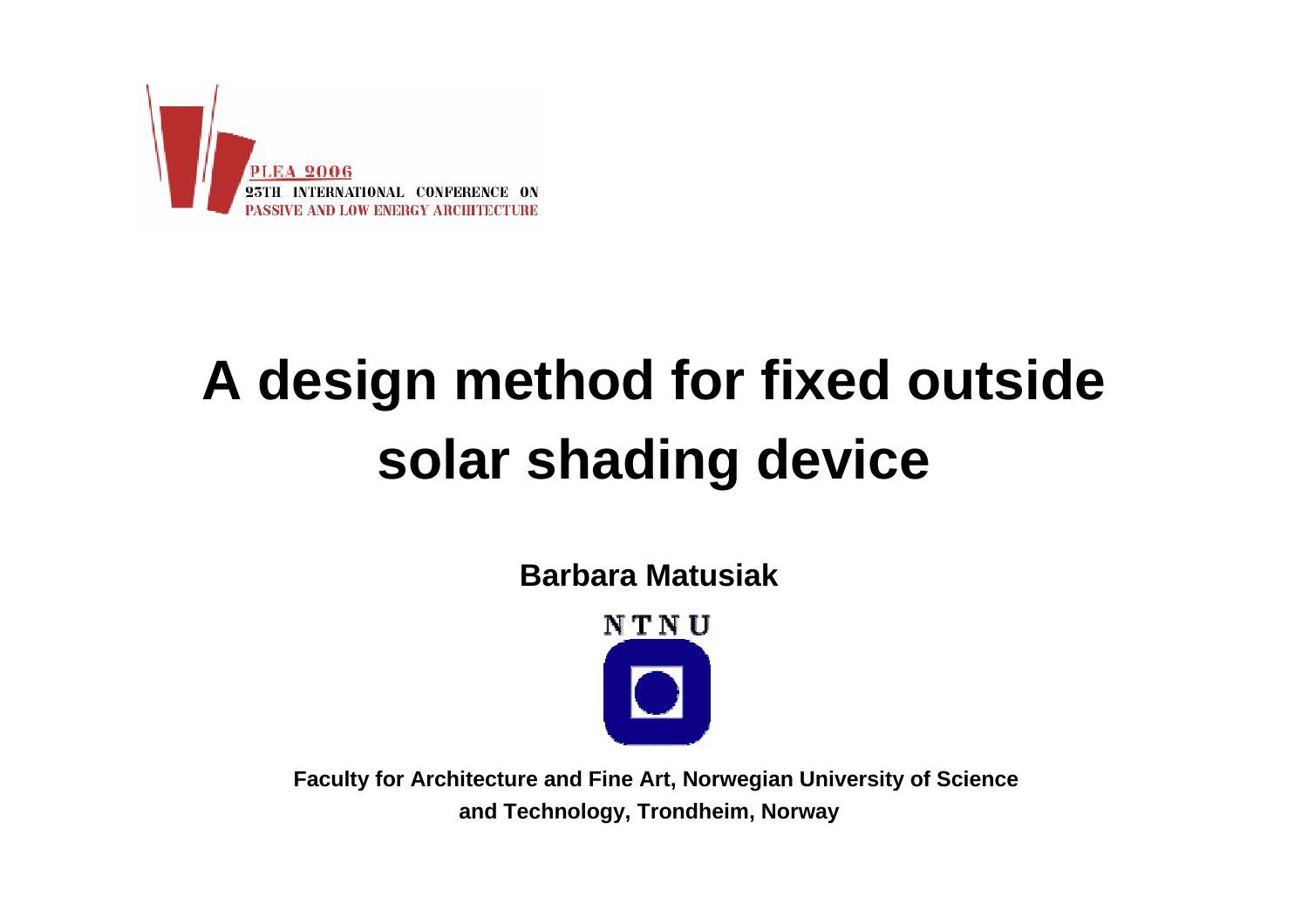PLEA 2006
23TH INTERNATIONAL CONFERENCE ON
PASSIVE AND LOW ENERGY ARCHITECTURE

# A design method for fixed outside solar shading device

**Barbara Matusiak**

NTNU

**Faculty for Architecture and Fine Art, Norwegian University of Science and Technology, Trondheim, Norway**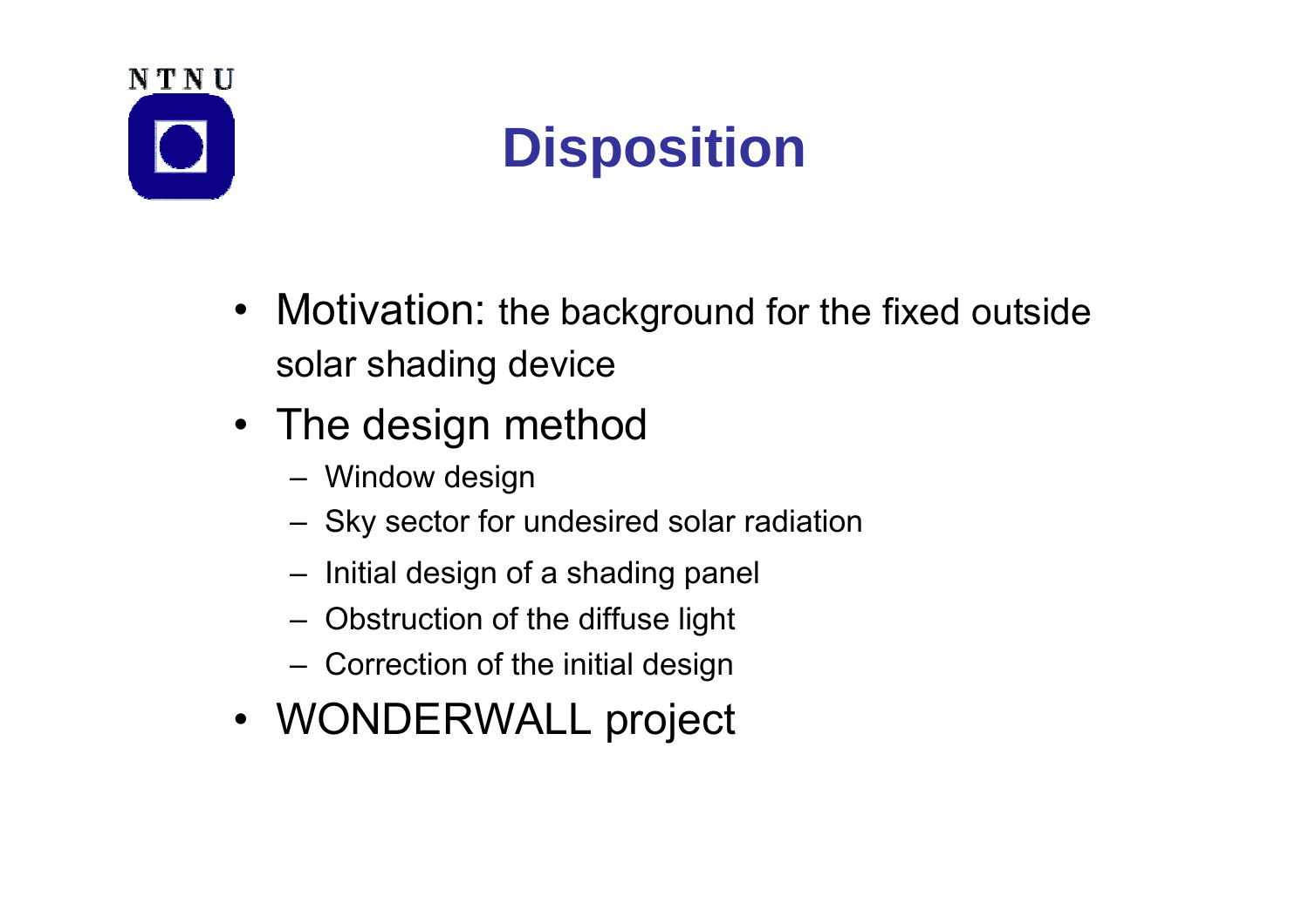# Disposition

- Motivation: the background for the fixed outside solar shading device
- The design method
  - Window design
  - Sky sector for undesired solar radiation
  - Initial design of a shading panel
  - Obstruction of the diffuse light
  - Correction of the initial design
- WONDERWALL project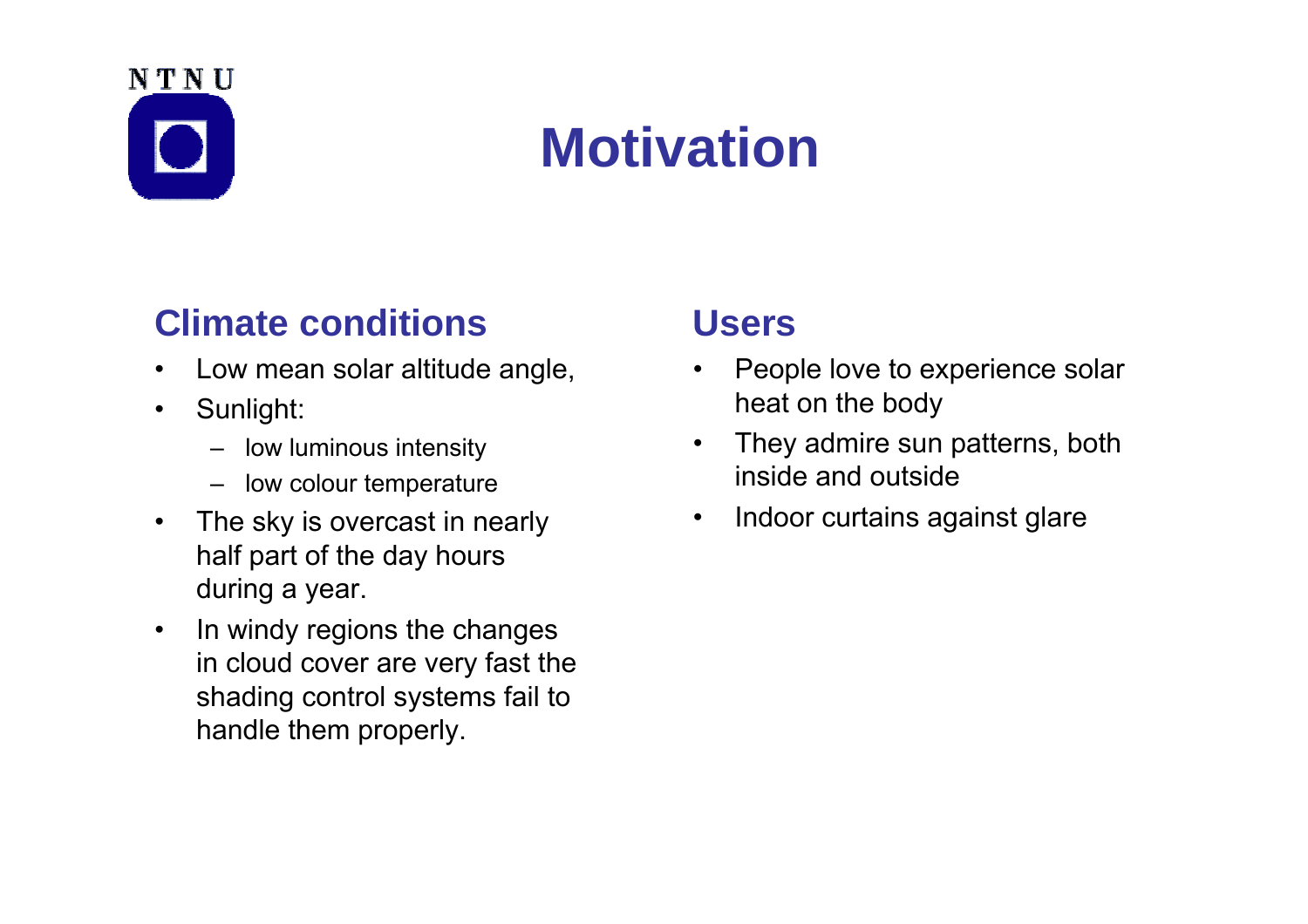# Motivation

## Climate conditions

- Low mean solar altitude angle,
- Sunlight:
  - low luminous intensity
  - low colour temperature
- The sky is overcast in nearly half part of the day hours during a year.
- In windy regions the changes in cloud cover are very fast the shading control systems fail to handle them properly.

## Users

- People love to experience solar heat on the body
- They admire sun patterns, both inside and outside
- Indoor curtains against glare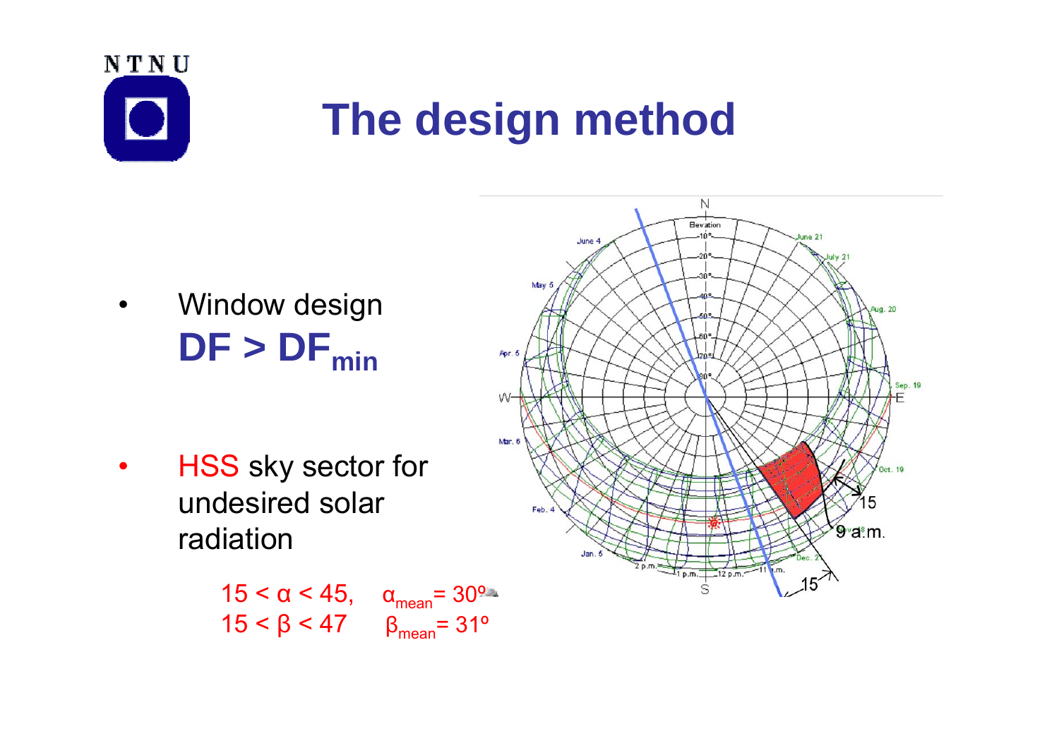# The design method

- Window design
  **DF > $DF_{min}$**

- HSS sky sector for undesired solar radiation

  $15 < \alpha < 45$, $\alpha_{mean} = 30º$
  $15 < \beta < 47$ $\beta_{mean} = 31º$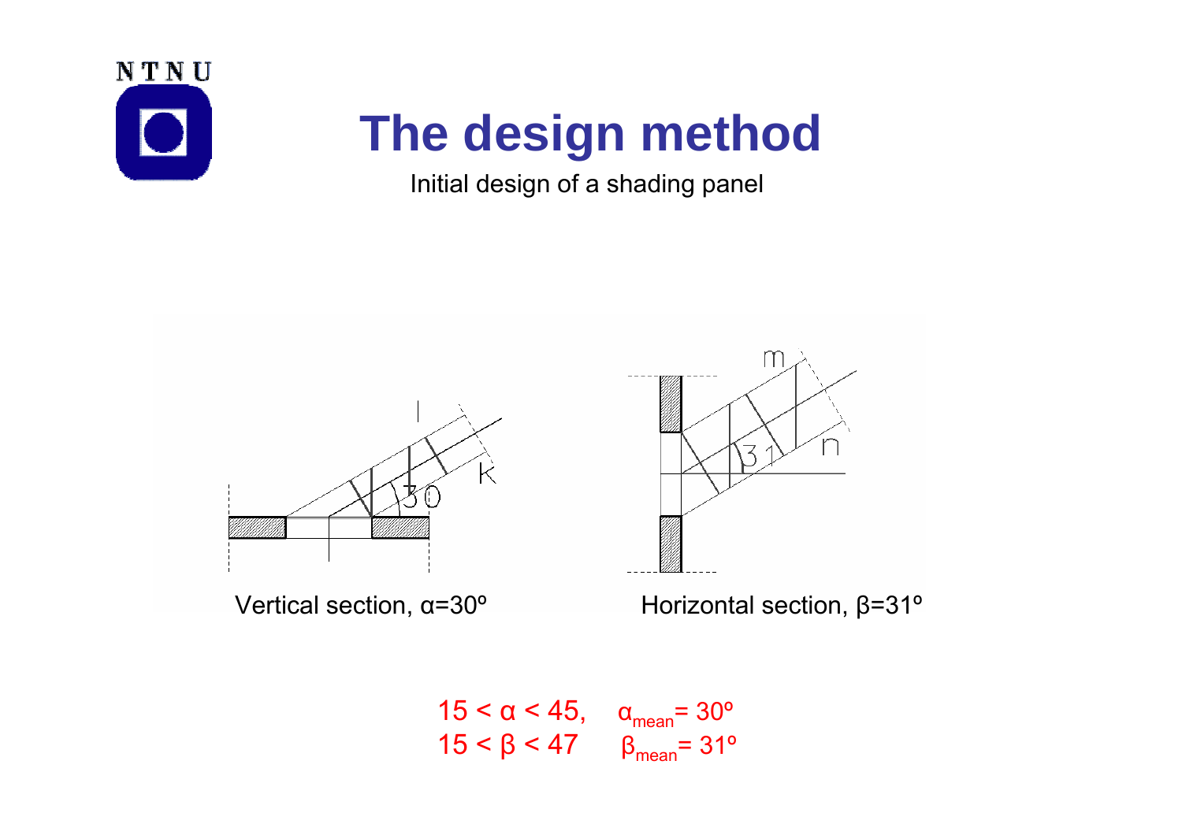# The design method

Initial design of a shading panel

Vertical section, $\alpha$=30º

Horizontal section, $\beta$=31º

$15 < \alpha < 45$, $\alpha_{mean}$ = 30º

$15 < \beta < 47$ $\beta_{mean}$ = 31º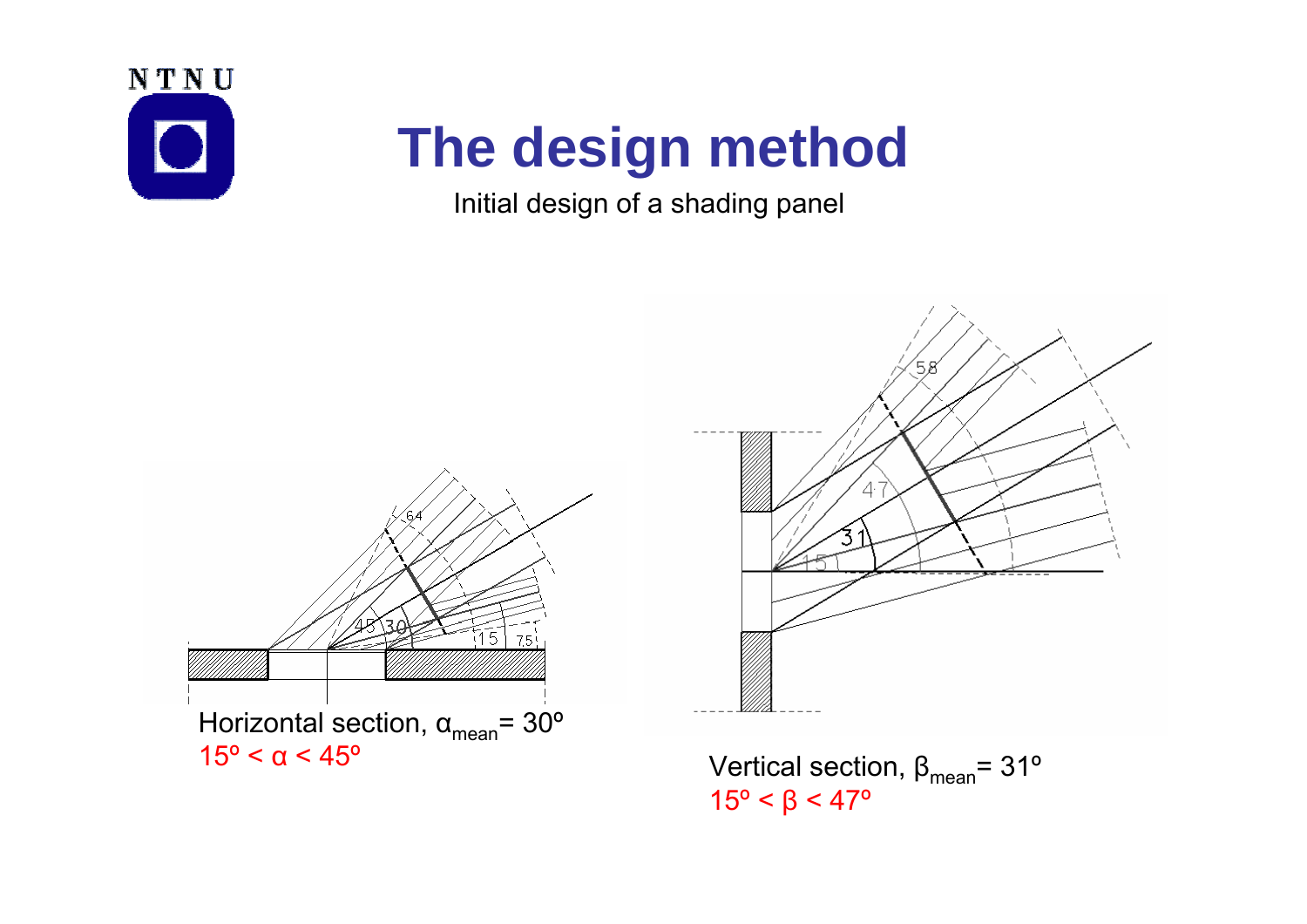# The design method

Initial design of a shading panel

Horizontal section, $\alpha_{mean}$= 30º

15º < α < 45º

Vertical section, $\beta_{mean}$= 31º

15º < β < 47º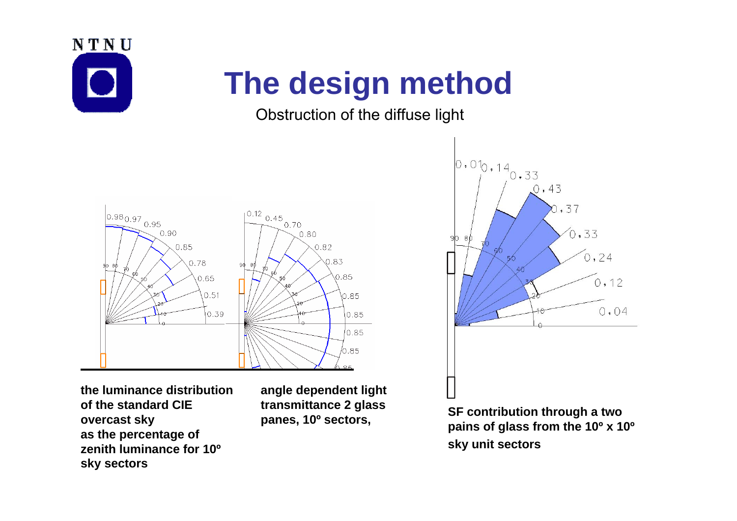# The design method

Obstruction of the diffuse light

the luminance distribution of the standard CIE overcast sky as the percentage of zenith luminance for 10º sky sectors

angle dependent light transmittance 2 glass panes, 10º sectors,

SF contribution through a two pains of glass from the 10º x 10º sky unit sectors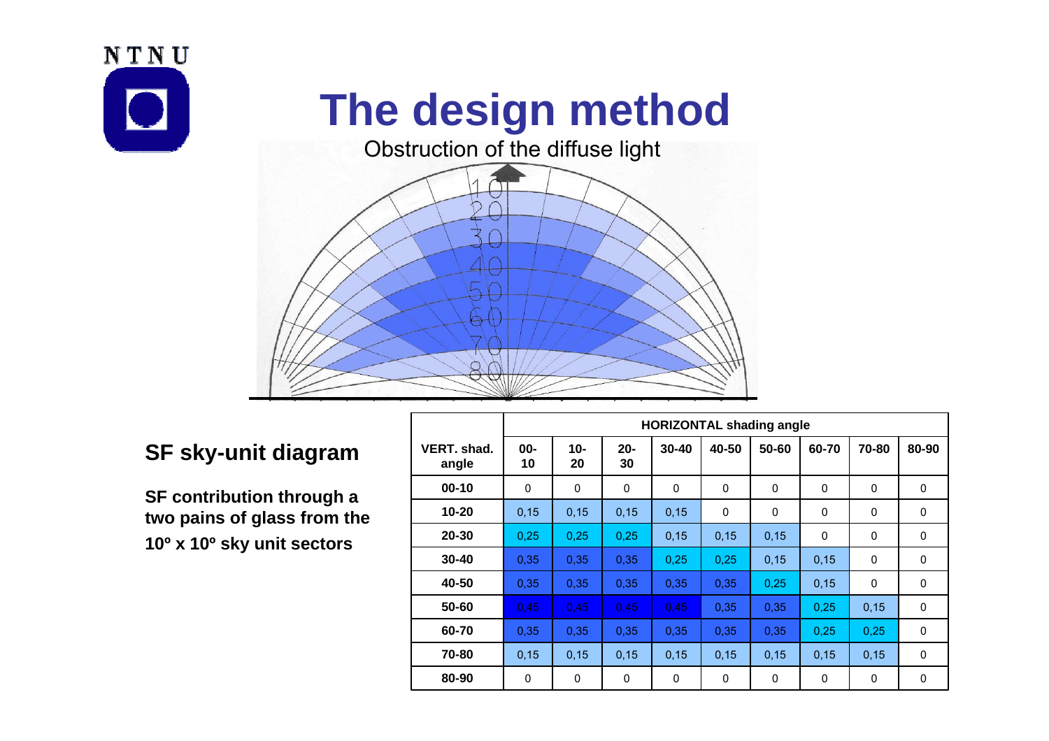# The design method

Obstruction of the diffuse light

## SF sky-unit diagram

**SF contribution through a two pains of glass from the 10º x 10º sky unit sectors**

| VERT. shad. angle | HORIZONTAL shading angle | | | | | | | | |
|---|---|---|---|---|---|---|---|---|---|
| | 00-10 | 10-20 | 20-30 | 30-40 | 40-50 | 50-60 | 60-70 | 70-80 | 80-90 |
| 00-10 | 0 | 0 | 0 | 0 | 0 | 0 | 0 | 0 | 0 |
| 10-20 | 0,15 | 0,15 | 0,15 | 0,15 | 0 | 0 | 0 | 0 | 0 |
| 20-30 | 0,25 | 0,25 | 0,25 | 0,15 | 0,15 | 0,15 | 0 | 0 | 0 |
| 30-40 | 0,35 | 0,35 | 0,35 | 0,25 | 0,25 | 0,15 | 0,15 | 0 | 0 |
| 40-50 | 0,35 | 0,35 | 0,35 | 0,35 | 0,35 | 0,25 | 0,15 | 0 | 0 |
| 50-60 | 0,45 | 0,45 | 0,45 | 0,45 | 0,35 | 0,35 | 0,25 | 0,15 | 0 |
| 60-70 | 0,35 | 0,35 | 0,35 | 0,35 | 0,35 | 0,35 | 0,25 | 0,25 | 0 |
| 70-80 | 0,15 | 0,15 | 0,15 | 0,15 | 0,15 | 0,15 | 0,15 | 0,15 | 0 |
| 80-90 | 0 | 0 | 0 | 0 | 0 | 0 | 0 | 0 | 0 |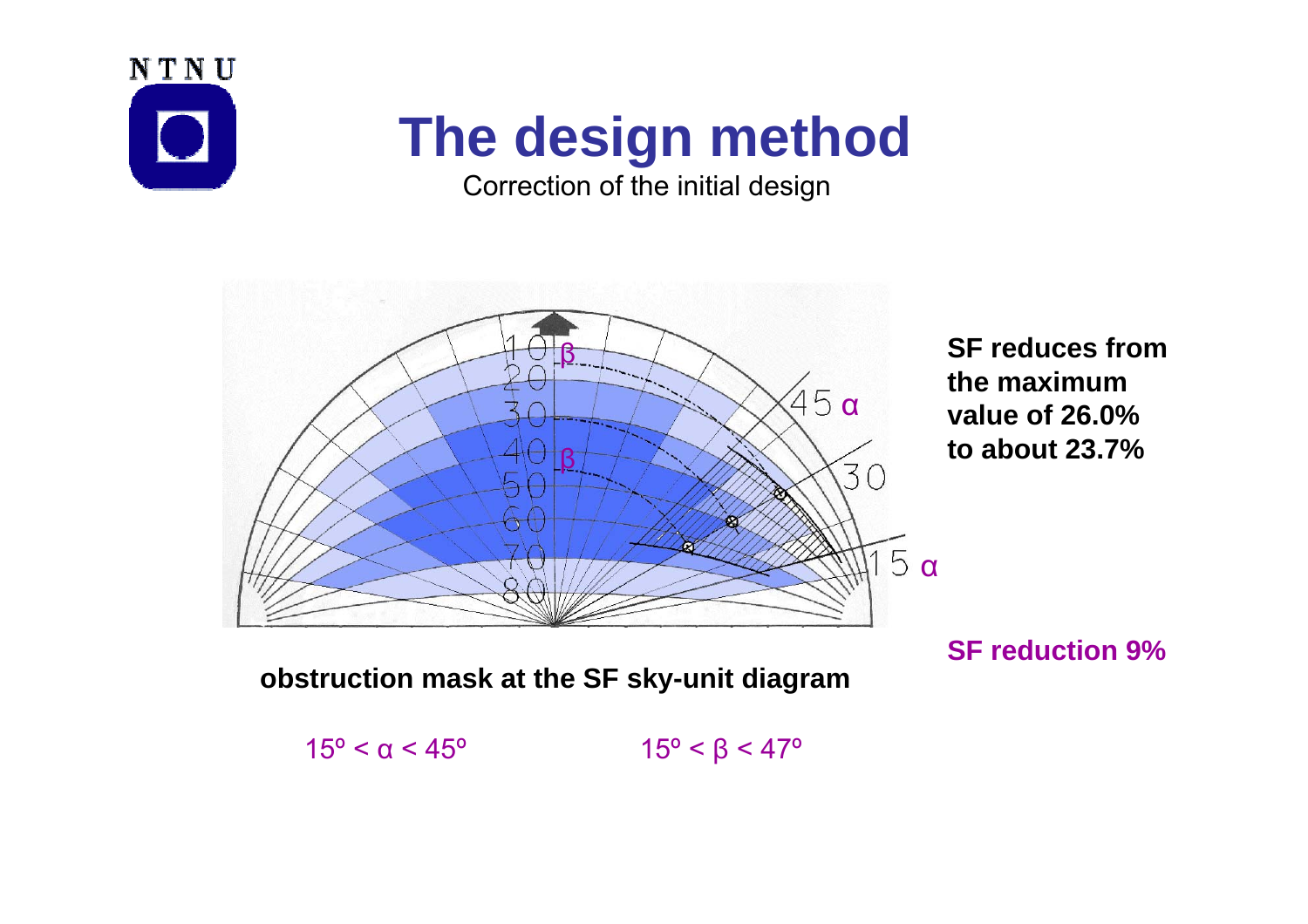# The design method

Correction of the initial design

SF reduces from the maximum value of 26.0% to about 23.7%

SF reduction 9%

**obstruction mask at the SF sky-unit diagram**

$15^{\circ} < \alpha < 45^{\circ}$ $15^{\circ} < \beta < 47^{\circ}$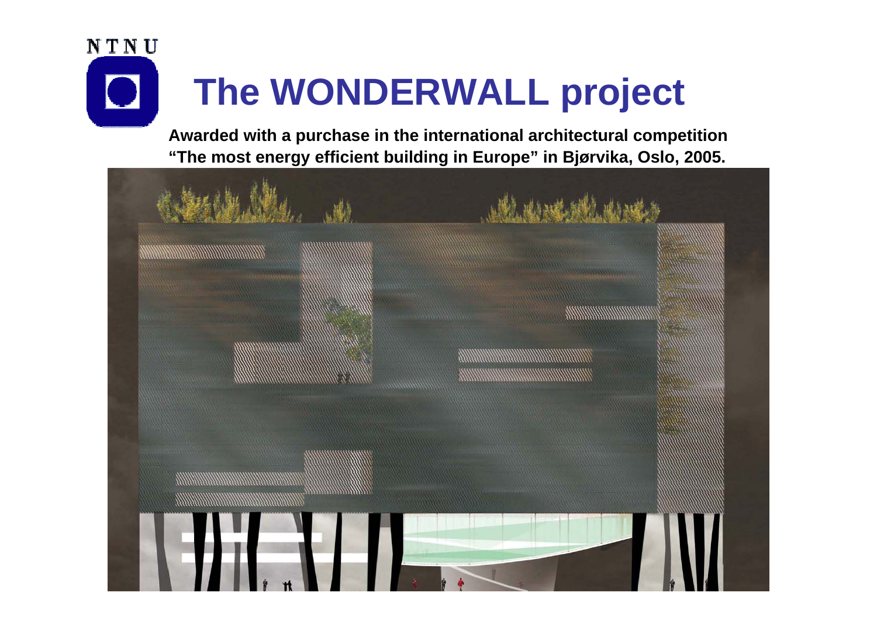# The WONDERWALL project

**Awarded with a purchase in the international architectural competition "The most energy efficient building in Europe" in Bjørvika, Oslo, 2005.**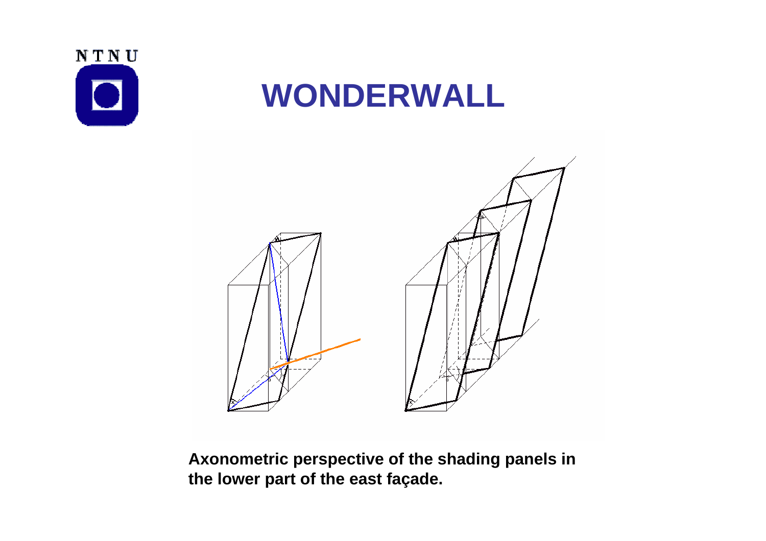# WONDERWALL

**Axonometric perspective of the shading panels in the lower part of the east façade.**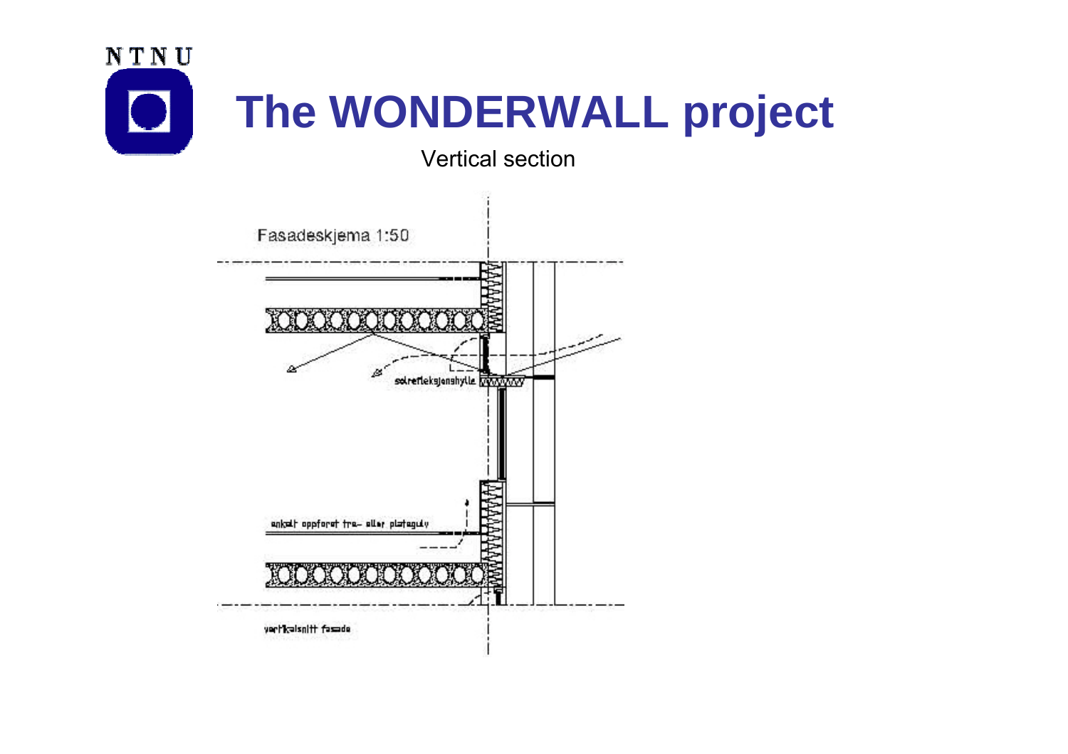# The WONDERWALL project

Vertical section

Fasadeskjema 1:50

solrefleksjonshylle

enkelt oppforet tre- eller plategulv

vertikalsnitt fasade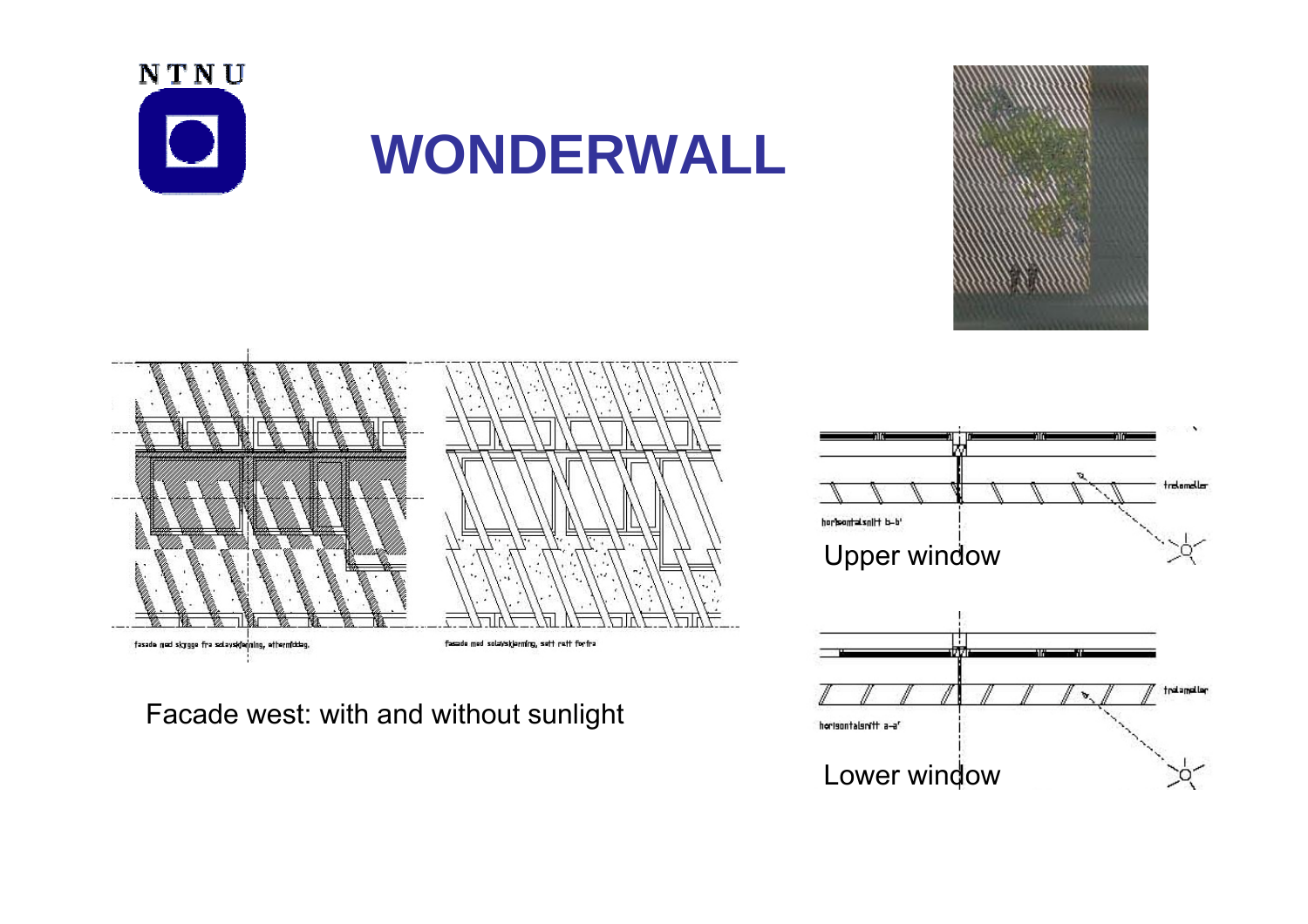# WONDERWALL

fasade med skygge fra solavskjerming, ettermiddag.

fasade med solavskjerming, sett rett forfra

Facade west: with and without sunlight

horisontalsnitt b-b'

trelameller

Upper window

horisontalsnitt a-a'

trelameller

Lower window